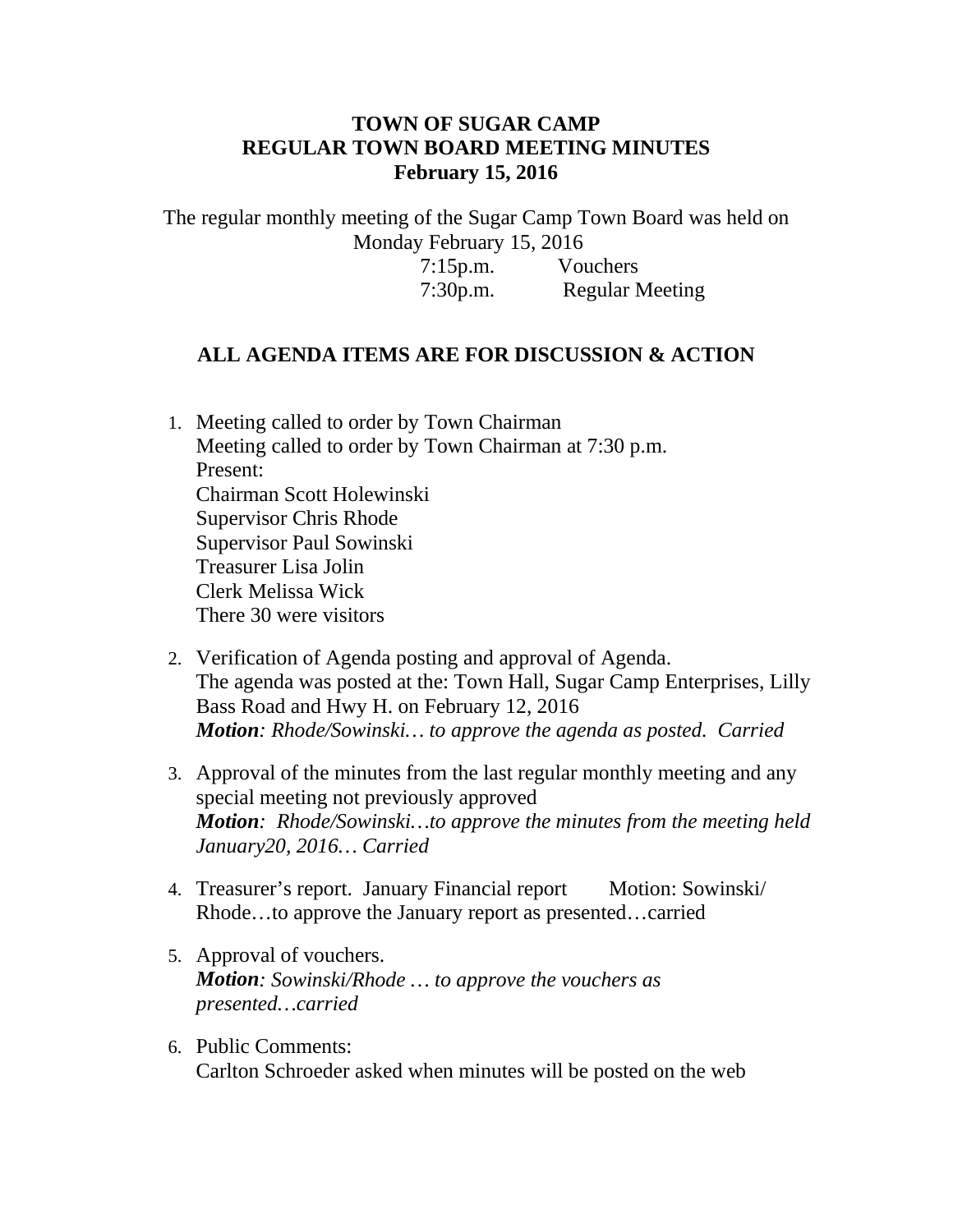**TOWN OF SUGAR CAMP**
**REGULAR TOWN BOARD MEETING MINUTES**
**February 15, 2016**

The regular monthly meeting of the Sugar Camp Town Board was held on Monday February 15, 2016

7:15p.m. Vouchers
7:30p.m. Regular Meeting

**ALL AGENDA ITEMS ARE FOR DISCUSSION & ACTION**

1. Meeting called to order by Town Chairman
   Meeting called to order by Town Chairman at 7:30 p.m.
   Present:
   Chairman Scott Holewinski
   Supervisor Chris Rhode
   Supervisor Paul Sowinski
   Treasurer Lisa Jolin
   Clerk Melissa Wick
   There 30 were visitors

2. Verification of Agenda posting and approval of Agenda.
   The agenda was posted at the: Town Hall, Sugar Camp Enterprises, Lilly Bass Road and Hwy H. on February 12, 2016
   ***Motion**: Rhode/Sowinski… to approve the agenda as posted. Carried*

3. Approval of the minutes from the last regular monthly meeting and any special meeting not previously approved
   ***Motion**: Rhode/Sowinski…to approve the minutes from the meeting held January20, 2016… Carried*

4. Treasurer's report. January Financial report Motion: Sowinski/ Rhode…to approve the January report as presented…carried

5. Approval of vouchers.
   ***Motion**: Sowinski/Rhode … to approve the vouchers as presented…carried*

6. Public Comments:
   Carlton Schroeder asked when minutes will be posted on the web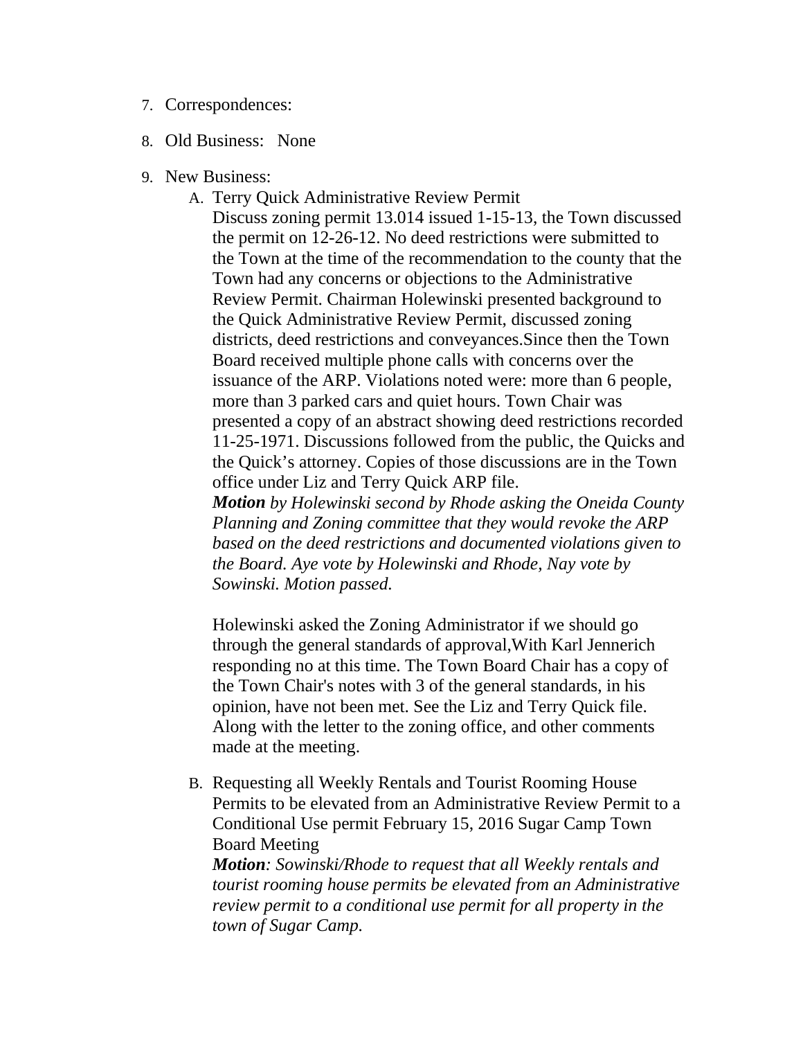7. Correspondences:

8. Old Business: None

9. New Business:

   A. Terry Quick Administrative Review Permit
   Discuss zoning permit 13.014 issued 1-15-13, the Town discussed the permit on 12-26-12. No deed restrictions were submitted to the Town at the time of the recommendation to the county that the Town had any concerns or objections to the Administrative Review Permit. Chairman Holewinski presented background to the Quick Administrative Review Permit, discussed zoning districts, deed restrictions and conveyances.Since then the Town Board received multiple phone calls with concerns over the issuance of the ARP. Violations noted were: more than 6 people, more than 3 parked cars and quiet hours. Town Chair was presented a copy of an abstract showing deed restrictions recorded 11-25-1971. Discussions followed from the public, the Quicks and the Quick's attorney. Copies of those discussions are in the Town office under Liz and Terry Quick ARP file.
   ***Motion*** *by Holewinski second by Rhode asking the Oneida County Planning and Zoning committee that they would revoke the ARP based on the deed restrictions and documented violations given to the Board. Aye vote by Holewinski and Rhode, Nay vote by Sowinski. Motion passed.*

   Holewinski asked the Zoning Administrator if we should go through the general standards of approval,With Karl Jennerich responding no at this time. The Town Board Chair has a copy of the Town Chair's notes with 3 of the general standards, in his opinion, have not been met. See the Liz and Terry Quick file. Along with the letter to the zoning office, and other comments made at the meeting.

   B. Requesting all Weekly Rentals and Tourist Rooming House Permits to be elevated from an Administrative Review Permit to a Conditional Use permit February 15, 2016 Sugar Camp Town Board Meeting
   ***Motion****: Sowinski/Rhode to request that all Weekly rentals and tourist rooming house permits be elevated from an Administrative review permit to a conditional use permit for all property in the town of Sugar Camp.*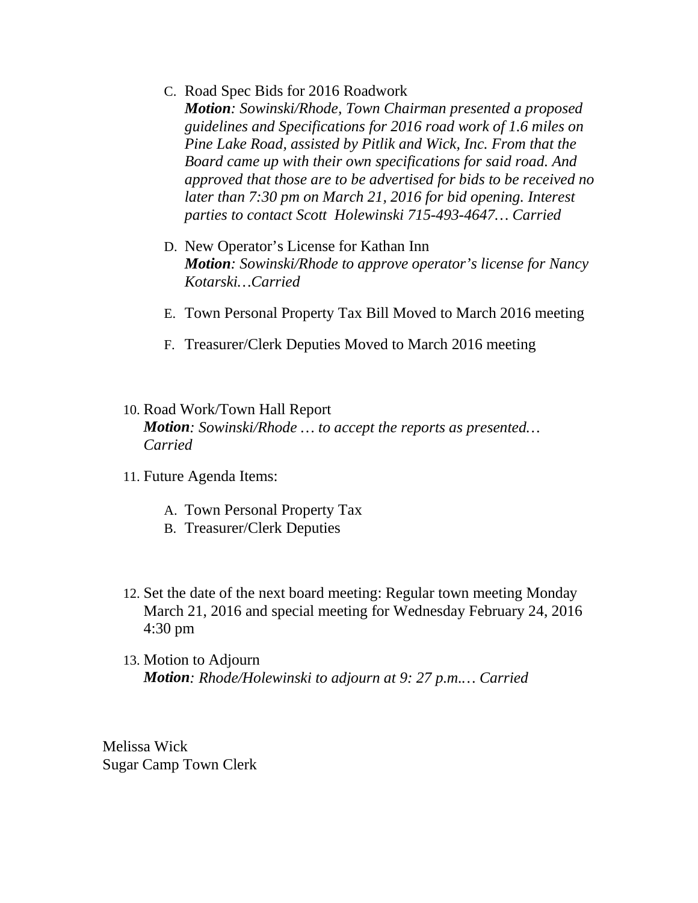C. Road Spec Bids for 2016 Roadwork
   ***Motion**: Sowinski/Rhode, Town Chairman presented a proposed guidelines and Specifications for 2016 road work of 1.6 miles on Pine Lake Road, assisted by Pitlik and Wick, Inc. From that the Board came up with their own specifications for said road. And approved that those are to be advertised for bids to be received no later than 7:30 pm on March 21, 2016 for bid opening. Interest parties to contact Scott  Holewinski 715-493-4647… Carried*

D. New Operator's License for Kathan Inn
   ***Motion**: Sowinski/Rhode to approve operator's license for Nancy Kotarski…Carried*

E. Town Personal Property Tax Bill Moved to March 2016 meeting

F. Treasurer/Clerk Deputies Moved to March 2016 meeting

10. Road Work/Town Hall Report
    ***Motion**: Sowinski/Rhode … to accept the reports as presented… Carried*

11. Future Agenda Items:

    A. Town Personal Property Tax
    B. Treasurer/Clerk Deputies

12. Set the date of the next board meeting: Regular town meeting Monday March 21, 2016 and special meeting for Wednesday February 24, 2016 4:30 pm

13. Motion to Adjourn
    ***Motion**: Rhode/Holewinski to adjourn at 9: 27 p.m.… Carried*

Melissa Wick
Sugar Camp Town Clerk